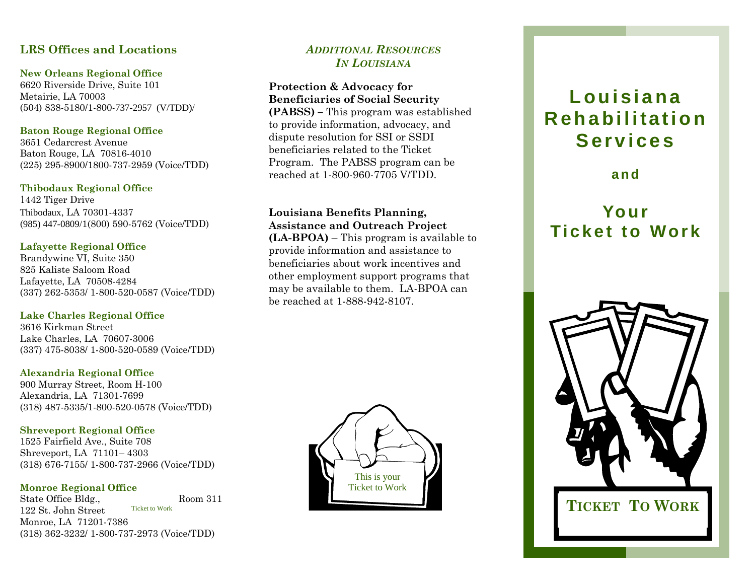## LRS Offices and Locations

**New Orleans Regional Office**
6620 Riverside Drive, Suite 101
Metairie, LA 70003
(504) 838-5180/1-800-737-2957 (V/TDD)/

**Baton Rouge Regional Office**
3651 Cedarcrest Avenue
Baton Rouge, LA 70816-4010
(225) 295-8900/1800-737-2959 (Voice/TDD)

**Thibodaux Regional Office**
1442 Tiger Drive
Thibodaux, LA 70301-4337
(985) 447-0809/1(800) 590-5762 (Voice/TDD)

**Lafayette Regional Office**
Brandywine VI, Suite 350
825 Kaliste Saloom Road
Lafayette, LA 70508-4284
(337) 262-5353/ 1-800-520-0587 (Voice/TDD)

**Lake Charles Regional Office**
3616 Kirkman Street
Lake Charles, LA 70607-3006
(337) 475-8038/ 1-800-520-0589 (Voice/TDD)

**Alexandria Regional Office**
900 Murray Street, Room H-100
Alexandria, LA 71301-7699
(318) 487-5335/1-800-520-0578 (Voice/TDD)

**Shreveport Regional Office**
1525 Fairfield Ave., Suite 708
Shreveport, LA 71101– 4303
(318) 676-7155/ 1-800-737-2966 (Voice/TDD)

**Monroe Regional Office**
State Office Bldg., Room 311
122 St. John Street
Monroe, LA 71201-7386
(318) 362-3232/ 1-800-737-2973 (Voice/TDD)

Ticket to Work

## *Additional Resources In Louisiana*

**Protection & Advocacy for Beneficiaries of Social Security (PABSS)** – This program was established to provide information, advocacy, and dispute resolution for SSI or SSDI beneficiaries related to the Ticket Program. The PABSS program can be reached at 1-800-960-7705 V/TDD.

**Louisiana Benefits Planning, Assistance and Outreach Project (LA-BPOA)** – This program is available to provide information and assistance to beneficiaries about work incentives and other employment support programs that may be available to them. LA-BPOA can be reached at 1-888-942-8107.

This is your Ticket to Work

# Louisiana Rehabilitation Services

### and

# Your Ticket to Work

**TICKET TO WORK**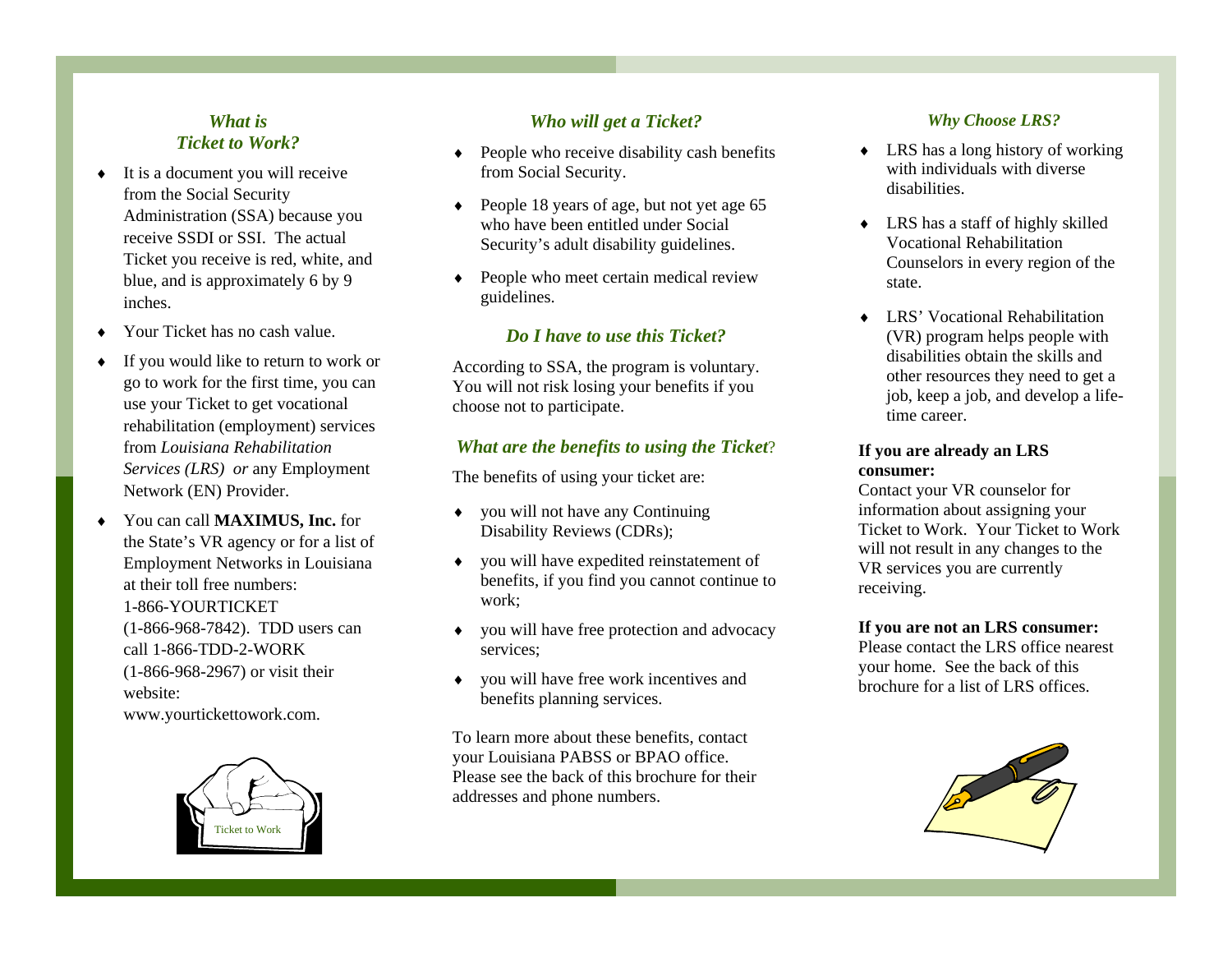### *What is Ticket to Work?*

- It is a document you will receive from the Social Security Administration (SSA) because you receive SSDI or SSI. The actual Ticket you receive is red, white, and blue, and is approximately 6 by 9 inches.
- Your Ticket has no cash value.
- If you would like to return to work or go to work for the first time, you can use your Ticket to get vocational rehabilitation (employment) services from *Louisiana Rehabilitation Services (LRS) or* any Employment Network (EN) Provider.
- You can call **MAXIMUS, Inc.** for the State's VR agency or for a list of Employment Networks in Louisiana at their toll free numbers: 1-866-YOURTICKET (1-866-968-7842). TDD users can call 1-866-TDD-2-WORK (1-866-968-2967) or visit their website: www.yourtickettowork.com.

Ticket to Work

### *Who will get a Ticket?*

- People who receive disability cash benefits from Social Security.
- People 18 years of age, but not yet age 65 who have been entitled under Social Security's adult disability guidelines.
- People who meet certain medical review guidelines.

### *Do I have to use this Ticket?*

According to SSA, the program is voluntary. You will not risk losing your benefits if you choose not to participate.

### *What are the benefits to using the Ticket?*

The benefits of using your ticket are:

- you will not have any Continuing Disability Reviews (CDRs);
- you will have expedited reinstatement of benefits, if you find you cannot continue to work;
- you will have free protection and advocacy services;
- you will have free work incentives and benefits planning services.

To learn more about these benefits, contact your Louisiana PABSS or BPAO office. Please see the back of this brochure for their addresses and phone numbers.

### *Why Choose LRS?*

- LRS has a long history of working with individuals with diverse disabilities.
- LRS has a staff of highly skilled Vocational Rehabilitation Counselors in every region of the state.
- LRS' Vocational Rehabilitation (VR) program helps people with disabilities obtain the skills and other resources they need to get a job, keep a job, and develop a life-time career.

**If you are already an LRS consumer:**
Contact your VR counselor for information about assigning your Ticket to Work. Your Ticket to Work will not result in any changes to the VR services you are currently receiving.

**If you are not an LRS consumer:**
Please contact the LRS office nearest your home. See the back of this brochure for a list of LRS offices.